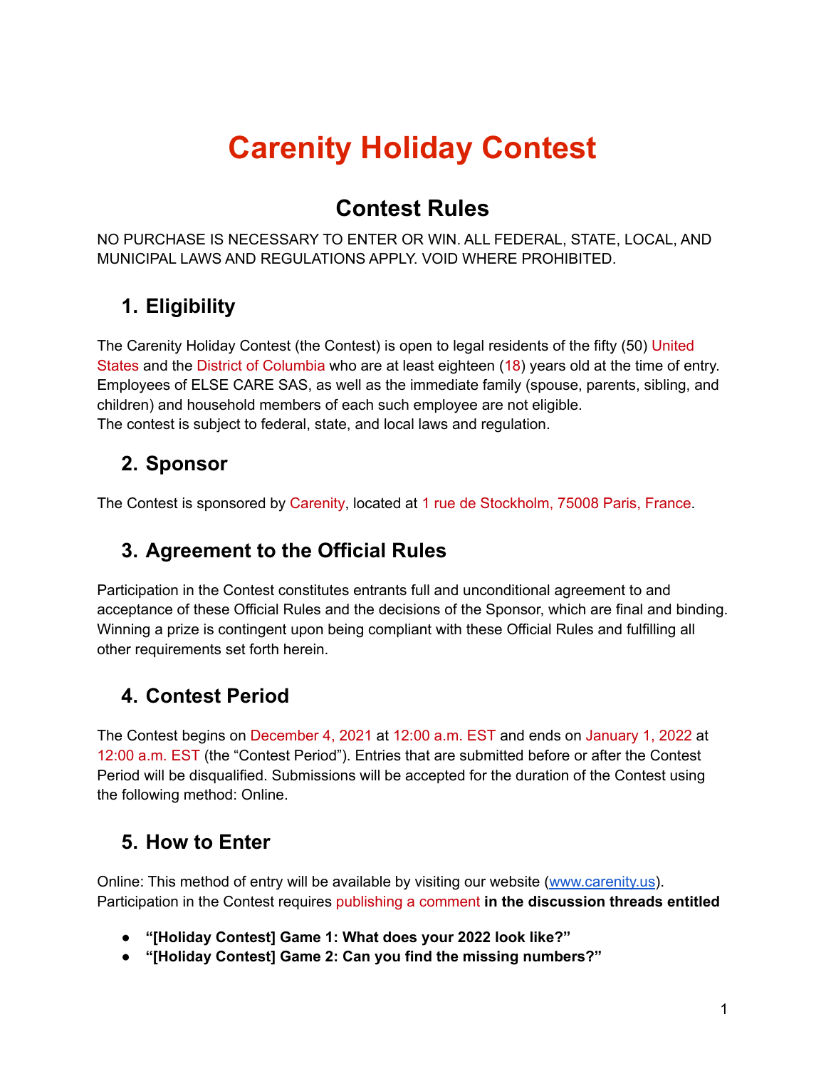# Carenity Holiday Contest

## Contest Rules

NO PURCHASE IS NECESSARY TO ENTER OR WIN. ALL FEDERAL, STATE, LOCAL, AND MUNICIPAL LAWS AND REGULATIONS APPLY. VOID WHERE PROHIBITED.

### 1. Eligibility

The Carenity Holiday Contest (the Contest) is open to legal residents of the fifty (50) United States and the District of Columbia who are at least eighteen (18) years old at the time of entry. Employees of ELSE CARE SAS, as well as the immediate family (spouse, parents, sibling, and children) and household members of each such employee are not eligible.
The contest is subject to federal, state, and local laws and regulation.

### 2. Sponsor

The Contest is sponsored by Carenity, located at 1 rue de Stockholm, 75008 Paris, France.

### 3. Agreement to the Official Rules

Participation in the Contest constitutes entrants full and unconditional agreement to and acceptance of these Official Rules and the decisions of the Sponsor, which are final and binding. Winning a prize is contingent upon being compliant with these Official Rules and fulfilling all other requirements set forth herein.

### 4. Contest Period

The Contest begins on December 4, 2021 at 12:00 a.m. EST and ends on January 1, 2022 at 12:00 a.m. EST (the "Contest Period"). Entries that are submitted before or after the Contest Period will be disqualified. Submissions will be accepted for the duration of the Contest using the following method: Online.

### 5. How to Enter

Online: This method of entry will be available by visiting our website (www.carenity.us). Participation in the Contest requires publishing a comment **in the discussion threads entitled**

- **"[Holiday Contest] Game 1: What does your 2022 look like?"**
- **"[Holiday Contest] Game 2: Can you find the missing numbers?"**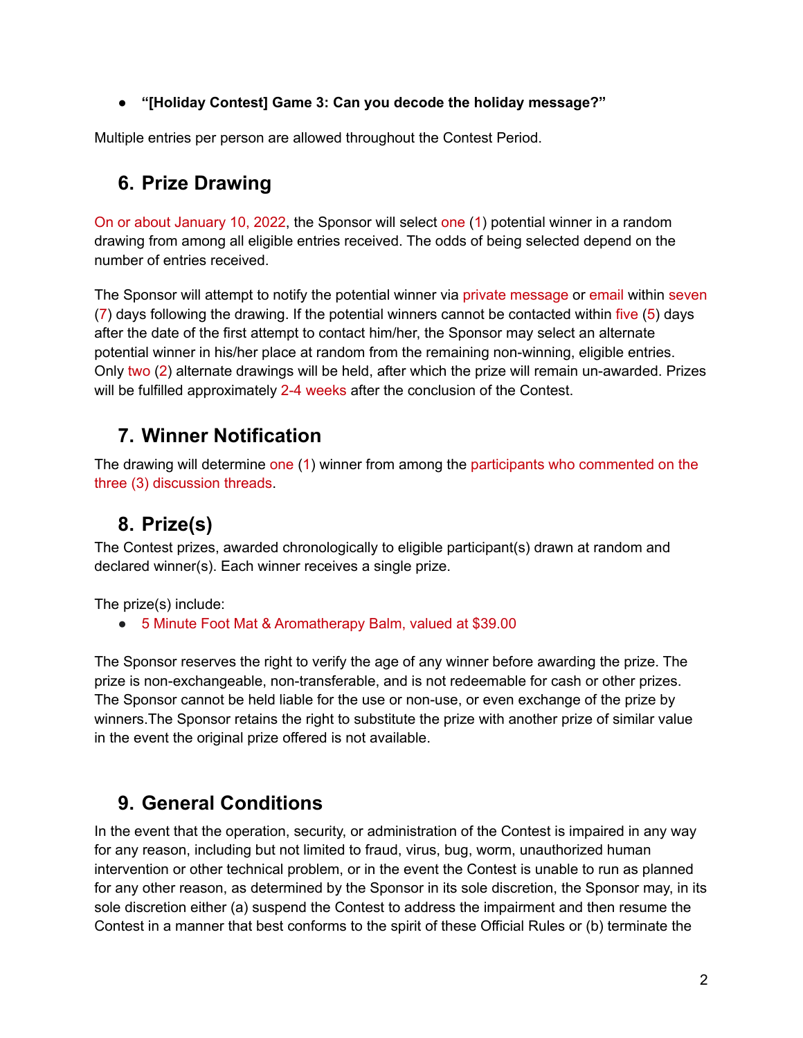- **"[Holiday Contest] Game 3: Can you decode the holiday message?"**

Multiple entries per person are allowed throughout the Contest Period.

## 6. Prize Drawing

On or about January 10, 2022, the Sponsor will select one (1) potential winner in a random drawing from among all eligible entries received. The odds of being selected depend on the number of entries received.

The Sponsor will attempt to notify the potential winner via private message or email within seven (7) days following the drawing. If the potential winners cannot be contacted within five (5) days after the date of the first attempt to contact him/her, the Sponsor may select an alternate potential winner in his/her place at random from the remaining non-winning, eligible entries. Only two (2) alternate drawings will be held, after which the prize will remain un-awarded. Prizes will be fulfilled approximately 2-4 weeks after the conclusion of the Contest.

## 7. Winner Notification

The drawing will determine one (1) winner from among the participants who commented on the three (3) discussion threads.

## 8. Prize(s)

The Contest prizes, awarded chronologically to eligible participant(s) drawn at random and declared winner(s). Each winner receives a single prize.

The prize(s) include:

- 5 Minute Foot Mat & Aromatherapy Balm, valued at $39.00

The Sponsor reserves the right to verify the age of any winner before awarding the prize. The prize is non-exchangeable, non-transferable, and is not redeemable for cash or other prizes. The Sponsor cannot be held liable for the use or non-use, or even exchange of the prize by winners.The Sponsor retains the right to substitute the prize with another prize of similar value in the event the original prize offered is not available.

## 9. General Conditions

In the event that the operation, security, or administration of the Contest is impaired in any way for any reason, including but not limited to fraud, virus, bug, worm, unauthorized human intervention or other technical problem, or in the event the Contest is unable to run as planned for any other reason, as determined by the Sponsor in its sole discretion, the Sponsor may, in its sole discretion either (a) suspend the Contest to address the impairment and then resume the Contest in a manner that best conforms to the spirit of these Official Rules or (b) terminate the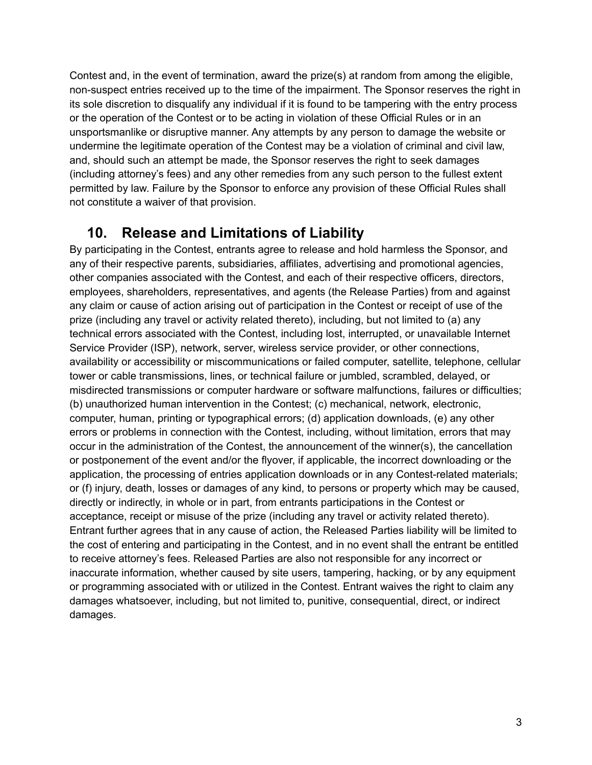Contest and, in the event of termination, award the prize(s) at random from among the eligible, non-suspect entries received up to the time of the impairment. The Sponsor reserves the right in its sole discretion to disqualify any individual if it is found to be tampering with the entry process or the operation of the Contest or to be acting in violation of these Official Rules or in an unsportsmanlike or disruptive manner. Any attempts by any person to damage the website or undermine the legitimate operation of the Contest may be a violation of criminal and civil law, and, should such an attempt be made, the Sponsor reserves the right to seek damages (including attorney's fees) and any other remedies from any such person to the fullest extent permitted by law. Failure by the Sponsor to enforce any provision of these Official Rules shall not constitute a waiver of that provision.

## 10. Release and Limitations of Liability

By participating in the Contest, entrants agree to release and hold harmless the Sponsor, and any of their respective parents, subsidiaries, affiliates, advertising and promotional agencies, other companies associated with the Contest, and each of their respective officers, directors, employees, shareholders, representatives, and agents (the Release Parties) from and against any claim or cause of action arising out of participation in the Contest or receipt of use of the prize (including any travel or activity related thereto), including, but not limited to (a) any technical errors associated with the Contest, including lost, interrupted, or unavailable Internet Service Provider (ISP), network, server, wireless service provider, or other connections, availability or accessibility or miscommunications or failed computer, satellite, telephone, cellular tower or cable transmissions, lines, or technical failure or jumbled, scrambled, delayed, or misdirected transmissions or computer hardware or software malfunctions, failures or difficulties; (b) unauthorized human intervention in the Contest; (c) mechanical, network, electronic, computer, human, printing or typographical errors; (d) application downloads, (e) any other errors or problems in connection with the Contest, including, without limitation, errors that may occur in the administration of the Contest, the announcement of the winner(s), the cancellation or postponement of the event and/or the flyover, if applicable, the incorrect downloading or the application, the processing of entries application downloads or in any Contest-related materials; or (f) injury, death, losses or damages of any kind, to persons or property which may be caused, directly or indirectly, in whole or in part, from entrants participations in the Contest or acceptance, receipt or misuse of the prize (including any travel or activity related thereto). Entrant further agrees that in any cause of action, the Released Parties liability will be limited to the cost of entering and participating in the Contest, and in no event shall the entrant be entitled to receive attorney's fees. Released Parties are also not responsible for any incorrect or inaccurate information, whether caused by site users, tampering, hacking, or by any equipment or programming associated with or utilized in the Contest. Entrant waives the right to claim any damages whatsoever, including, but not limited to, punitive, consequential, direct, or indirect damages.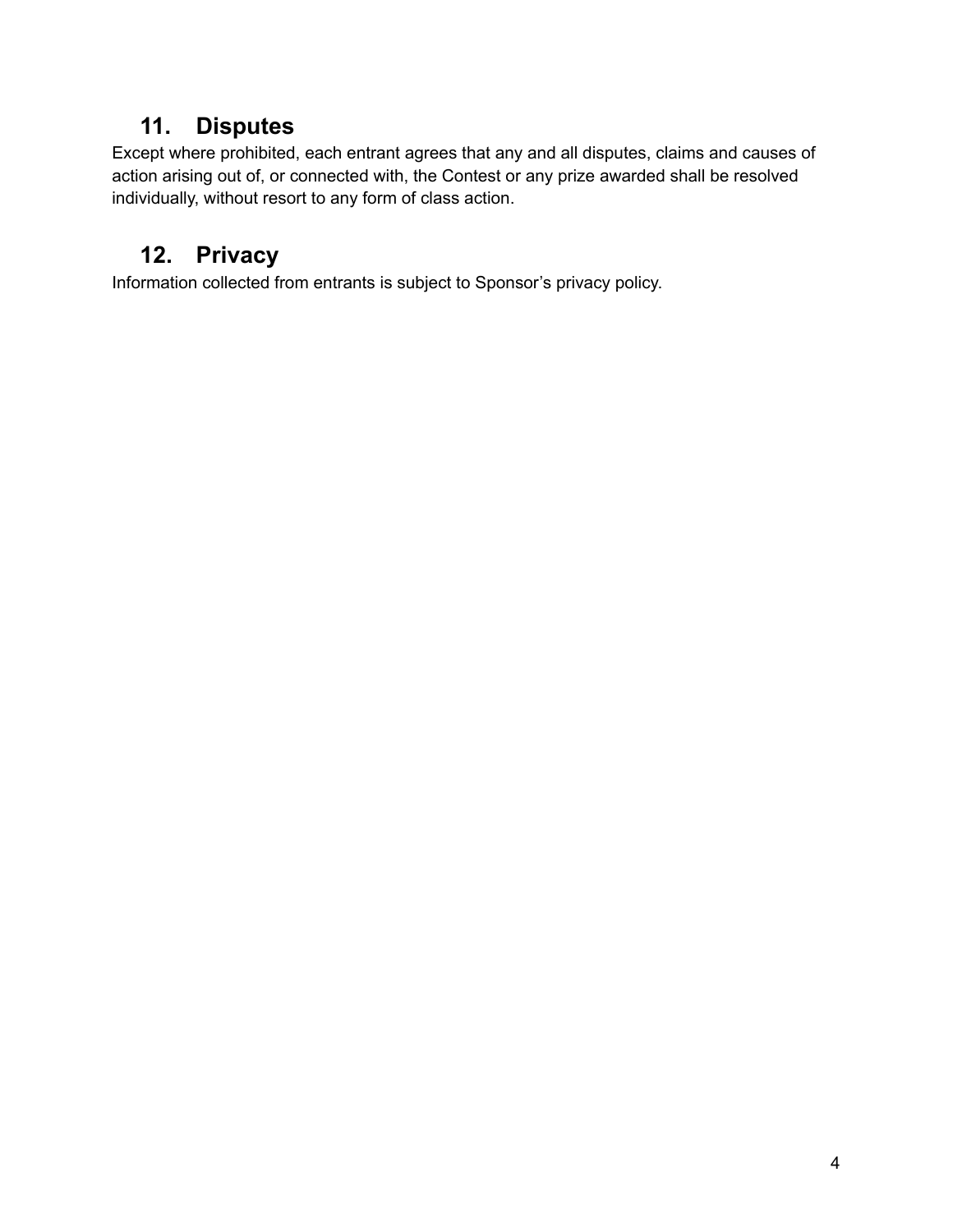## 11. Disputes

Except where prohibited, each entrant agrees that any and all disputes, claims and causes of action arising out of, or connected with, the Contest or any prize awarded shall be resolved individually, without resort to any form of class action.

## 12. Privacy

Information collected from entrants is subject to Sponsor’s privacy policy.